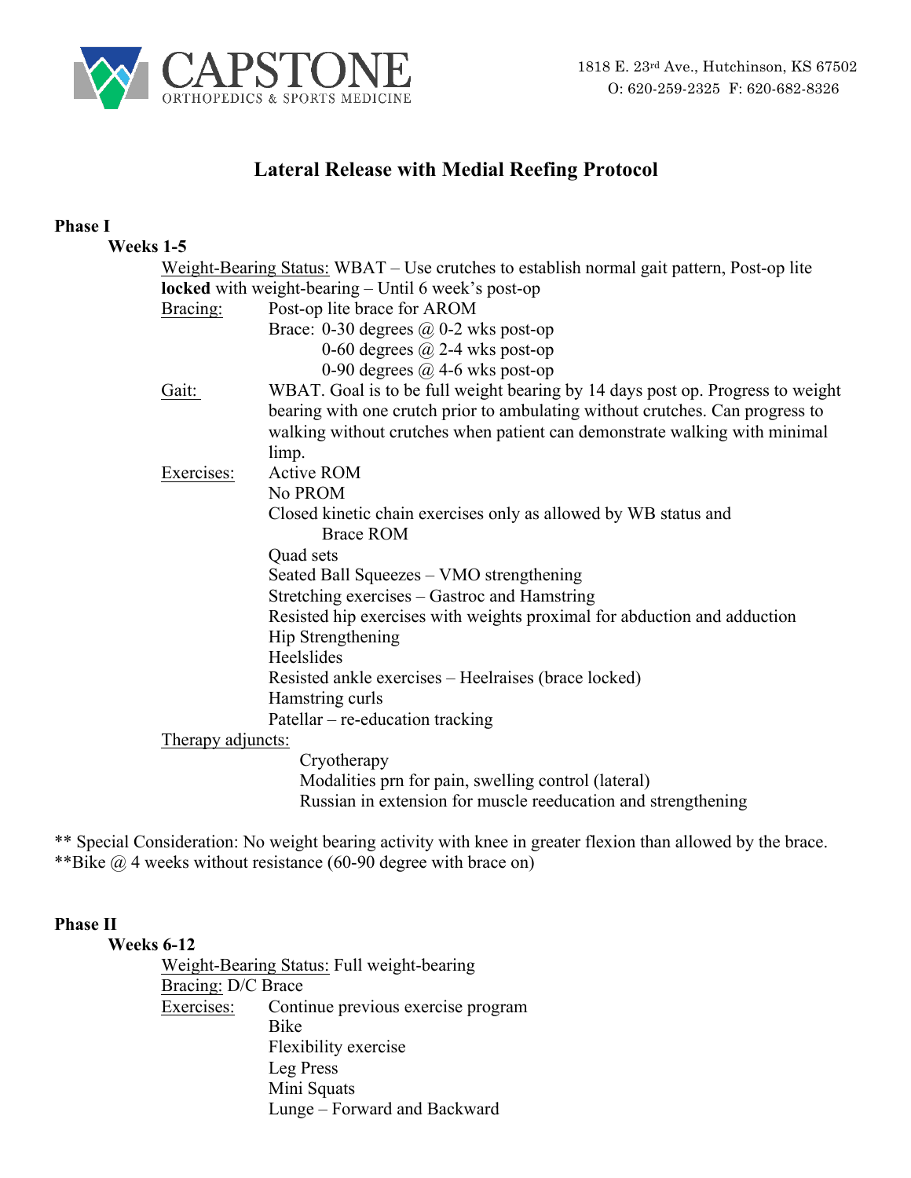CAPSTONE
ORTHOPEDICS & SPORTS MEDICINE

1818 E. 23rd Ave., Hutchinson, KS 67502
O: 620-259-2325 F: 620-682-8326

# Lateral Release with Medial Reefing Protocol

## Phase I

### Weeks 1-5

Weight-Bearing Status: WBAT – Use crutches to establish normal gait pattern, Post-op lite **locked** with weight-bearing – Until 6 week's post-op

Bracing: Post-op lite brace for AROM
- Brace: 0-30 degrees @ 0-2 wks post-op
  - 0-60 degrees @ 2-4 wks post-op
  - 0-90 degrees @ 4-6 wks post-op

Gait: WBAT. Goal is to be full weight bearing by 14 days post op. Progress to weight bearing with one crutch prior to ambulating without crutches. Can progress to walking without crutches when patient can demonstrate walking with minimal limp.

Exercises:
- Active ROM
- No PROM
- Closed kinetic chain exercises only as allowed by WB status and Brace ROM
- Quad sets
- Seated Ball Squeezes – VMO strengthening
- Stretching exercises – Gastroc and Hamstring
- Resisted hip exercises with weights proximal for abduction and adduction
- Hip Strengthening
- Heelslides
- Resisted ankle exercises – Heelraises (brace locked)
- Hamstring curls
- Patellar – re-education tracking

Therapy adjuncts:
- Cryotherapy
- Modalities prn for pain, swelling control (lateral)
- Russian in extension for muscle reeducation and strengthening

** Special Consideration: No weight bearing activity with knee in greater flexion than allowed by the brace.
**Bike @ 4 weeks without resistance (60-90 degree with brace on)

## Phase II

### Weeks 6-12

Weight-Bearing Status: Full weight-bearing

Bracing: D/C Brace

Exercises:
- Continue previous exercise program
- Bike
- Flexibility exercise
- Leg Press
- Mini Squats
- Lunge – Forward and Backward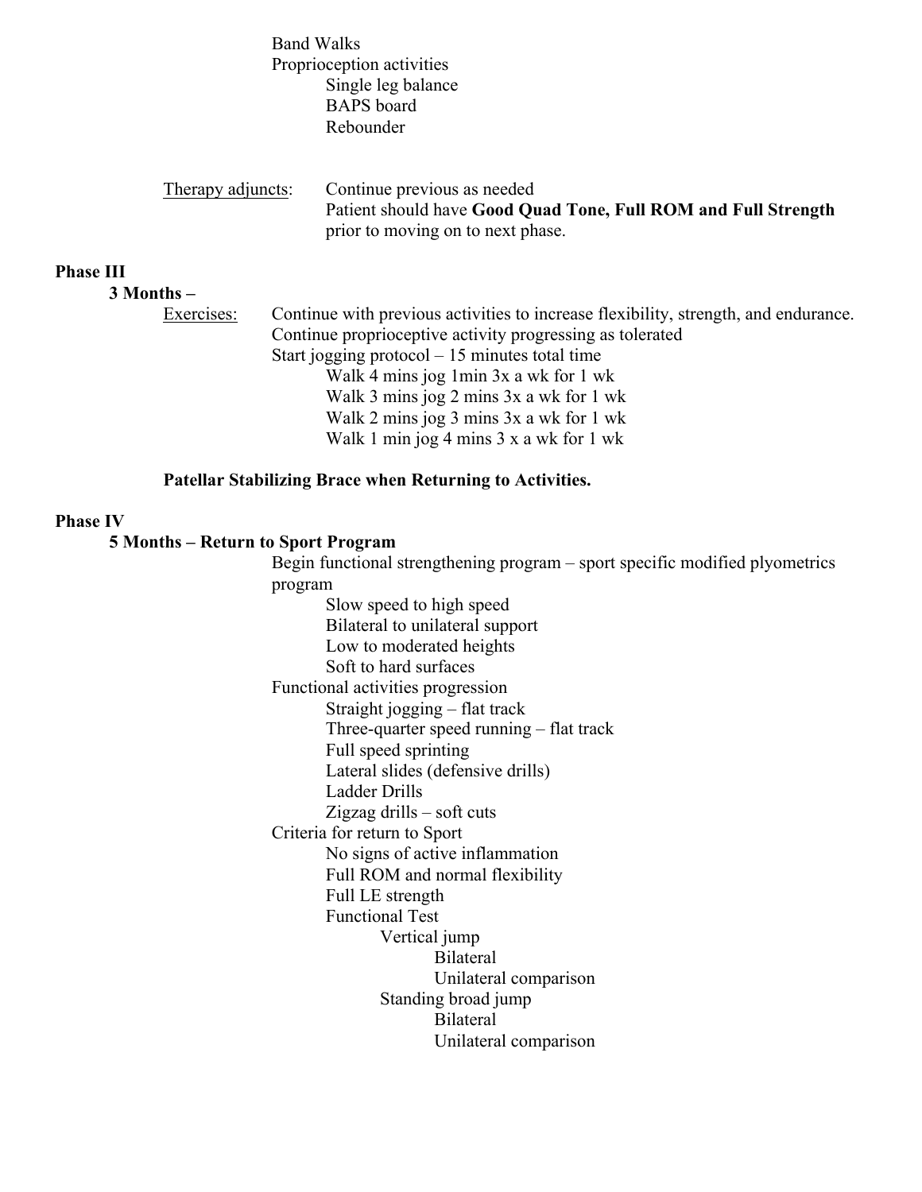- Band Walks
- Proprioception activities
  - Single leg balance
  - BAPS board
  - Rebounder

Therapy adjuncts: Continue previous as needed
Patient should have **Good Quad Tone, Full ROM and Full Strength** prior to moving on to next phase.

## Phase III

### 3 Months –

Exercises:

- Continue with previous activities to increase flexibility, strength, and endurance.
- Continue proprioceptive activity progressing as tolerated
- Start jogging protocol – 15 minutes total time
  - Walk 4 mins jog 1min 3x a wk for 1 wk
  - Walk 3 mins jog 2 mins 3x a wk for 1 wk
  - Walk 2 mins jog 3 mins 3x a wk for 1 wk
  - Walk 1 min jog 4 mins 3 x a wk for 1 wk

**Patellar Stabilizing Brace when Returning to Activities.**

## Phase IV

### 5 Months – Return to Sport Program

- Begin functional strengthening program – sport specific modified plyometrics program
  - Slow speed to high speed
  - Bilateral to unilateral support
  - Low to moderated heights
  - Soft to hard surfaces
- Functional activities progression
  - Straight jogging – flat track
  - Three-quarter speed running – flat track
  - Full speed sprinting
  - Lateral slides (defensive drills)
  - Ladder Drills
  - Zigzag drills – soft cuts
- Criteria for return to Sport
  - No signs of active inflammation
  - Full ROM and normal flexibility
  - Full LE strength
  - Functional Test
    - Vertical jump
      - Bilateral
      - Unilateral comparison
    - Standing broad jump
      - Bilateral
      - Unilateral comparison